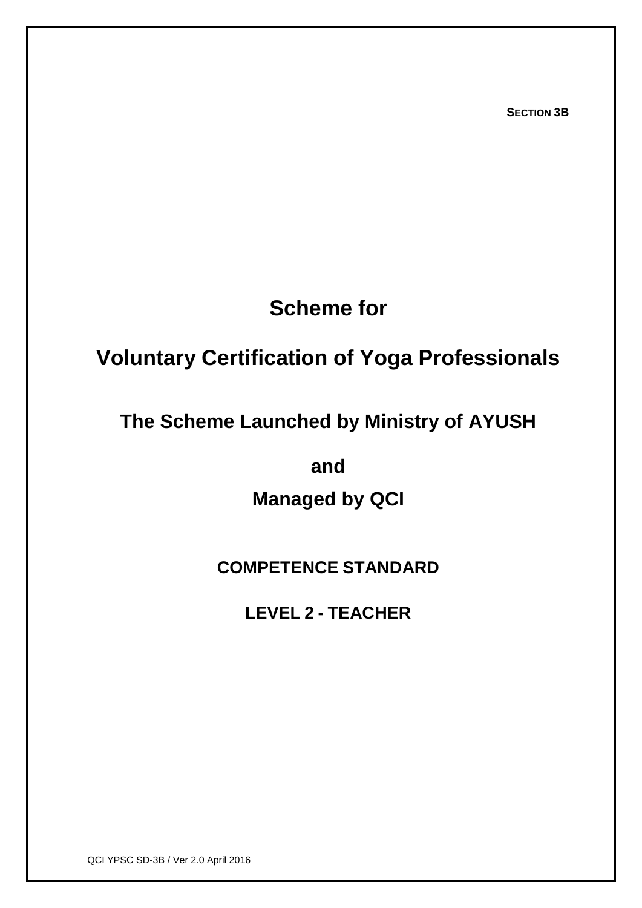**SECTION 3B**

# Scheme for

# Voluntary Certification of Yoga Professionals

## The Scheme Launched by Ministry of AYUSH

## and

## Managed by QCI

### COMPETENCE STANDARD

### LEVEL 2 - TEACHER

QCI YPSC SD-3B / Ver 2.0 April 2016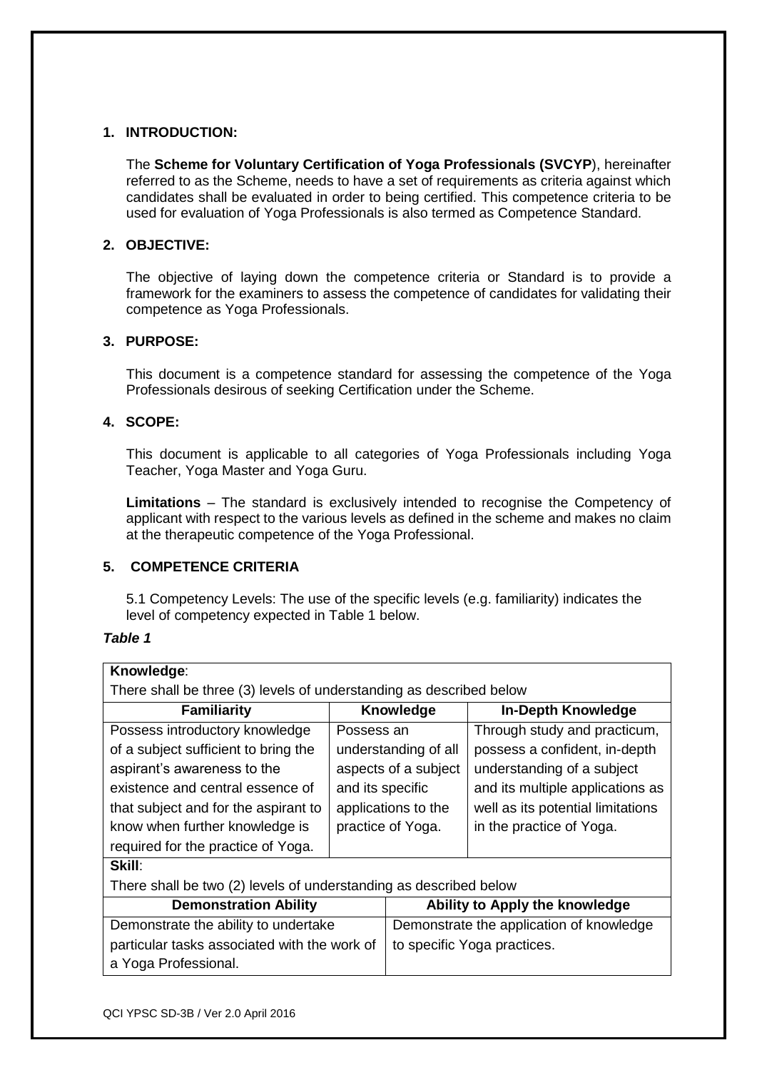## 1. INTRODUCTION:

The **Scheme for Voluntary Certification of Yoga Professionals (SVCYP**), hereinafter referred to as the Scheme, needs to have a set of requirements as criteria against which candidates shall be evaluated in order to being certified. This competence criteria to be used for evaluation of Yoga Professionals is also termed as Competence Standard.

## 2. OBJECTIVE:

The objective of laying down the competence criteria or Standard is to provide a framework for the examiners to assess the competence of candidates for validating their competence as Yoga Professionals.

## 3. PURPOSE:

This document is a competence standard for assessing the competence of the Yoga Professionals desirous of seeking Certification under the Scheme.

## 4. SCOPE:

This document is applicable to all categories of Yoga Professionals including Yoga Teacher, Yoga Master and Yoga Guru.

**Limitations** – The standard is exclusively intended to recognise the Competency of applicant with respect to the various levels as defined in the scheme and makes no claim at the therapeutic competence of the Yoga Professional.

## 5. COMPETENCE CRITERIA

5.1 Competency Levels: The use of the specific levels (e.g. familiarity) indicates the level of competency expected in Table 1 below.

***Table 1***

| **Knowledge**: There shall be three (3) levels of understanding as described below | | |
|---|---|---|
| **Familiarity** | **Knowledge** | **In-Depth Knowledge** |
| Possess introductory knowledge of a subject sufficient to bring the aspirant's awareness to the existence and central essence of that subject and for the aspirant to know when further knowledge is required for the practice of Yoga. | Possess an understanding of all aspects of a subject and its specific applications to the practice of Yoga. | Through study and practicum, possess a confident, in-depth understanding of a subject and its multiple applications as well as its potential limitations in the practice of Yoga. |

| **Skill**: There shall be two (2) levels of understanding as described below | |
|---|---|
| **Demonstration Ability** | **Ability to Apply the knowledge** |
| Demonstrate the ability to undertake particular tasks associated with the work of a Yoga Professional. | Demonstrate the application of knowledge to specific Yoga practices. |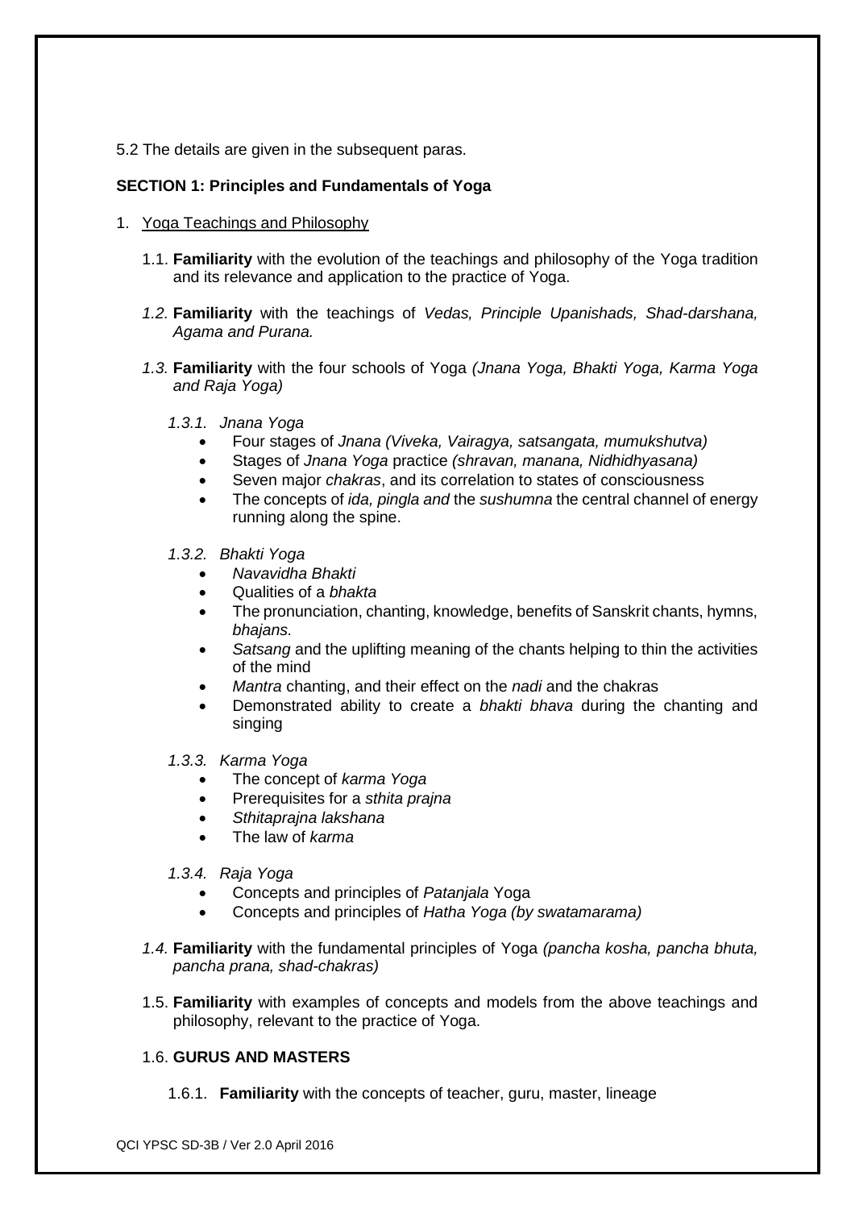5.2 The details are given in the subsequent paras.

**SECTION 1: Principles and Fundamentals of Yoga**

1. Yoga Teachings and Philosophy

   1.1. **Familiarity** with the evolution of the teachings and philosophy of the Yoga tradition and its relevance and application to the practice of Yoga.

   *1.2.* **Familiarity** with the teachings of *Vedas, Principle Upanishads, Shad-darshana, Agama and Purana.*

   *1.3.* **Familiarity** with the four schools of Yoga *(Jnana Yoga, Bhakti Yoga, Karma Yoga and Raja Yoga)*

   *1.3.1. Jnana Yoga*

   - Four stages of *Jnana (Viveka, Vairagya, satsangata, mumukshutva)*
   - Stages of *Jnana Yoga* practice *(shravan, manana, Nidhidhyasana)*
   - Seven major *chakras*, and its correlation to states of consciousness
   - The concepts of *ida, pingla and* the *sushumna* the central channel of energy running along the spine.

   *1.3.2. Bhakti Yoga*

   - *Navavidha Bhakti*
   - Qualities of a *bhakta*
   - The pronunciation, chanting, knowledge, benefits of Sanskrit chants, hymns, *bhajans.*
   - *Satsang* and the uplifting meaning of the chants helping to thin the activities of the mind
   - *Mantra* chanting, and their effect on the *nadi* and the chakras
   - Demonstrated ability to create a *bhakti bhava* during the chanting and singing

   *1.3.3. Karma Yoga*

   - The concept of *karma Yoga*
   - Prerequisites for a *sthita prajna*
   - *Sthitaprajna lakshana*
   - The law of *karma*

   *1.3.4. Raja Yoga*

   - Concepts and principles of *Patanjala* Yoga
   - Concepts and principles of *Hatha Yoga (by swatamarama)*

   *1.4.* **Familiarity** with the fundamental principles of Yoga *(pancha kosha, pancha bhuta, pancha prana, shad-chakras)*

   1.5. **Familiarity** with examples of concepts and models from the above teachings and philosophy, relevant to the practice of Yoga.

   1.6. **GURUS AND MASTERS**

   1.6.1. **Familiarity** with the concepts of teacher, guru, master, lineage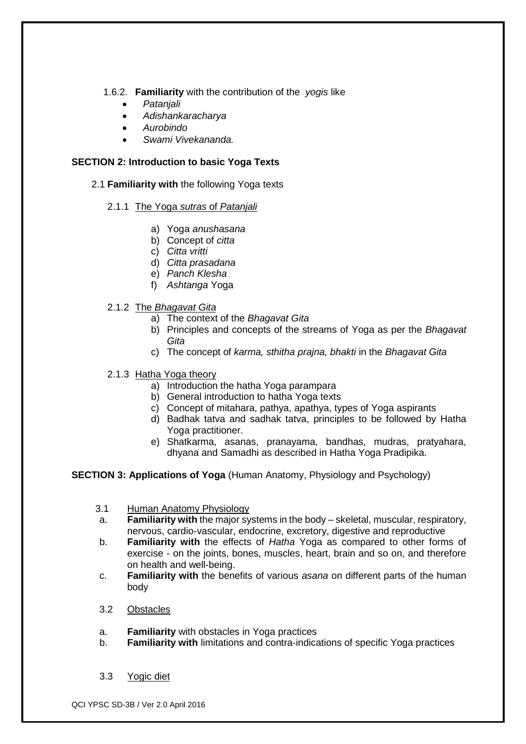1.6.2. **Familiarity** with the contribution of the *yogis* like

- *Patanjali*
- *Adishankaracharya*
- *Aurobindo*
- *Swami Vivekananda.*

**SECTION 2: Introduction to basic Yoga Texts**

2.1 **Familiarity with** the following Yoga texts

2.1.1 The Yoga *sutras* of *Patanjali*

a) Yoga *anushasana*
b) Concept of *citta*
c) *Citta vritti*
d) *Citta prasadana*
e) *Panch Klesha*
f) *Ashtanga* Yoga

2.1.2 The *Bhagavat Gita*

a) The context of the *Bhagavat Gita*
b) Principles and concepts of the streams of Yoga as per the *Bhagavat Gita*
c) The concept of *karma, sthitha prajna, bhakti* in the *Bhagavat Gita*

2.1.3 Hatha Yoga theory

a) Introduction the hatha Yoga parampara
b) General introduction to hatha Yoga texts
c) Concept of mitahara, pathya, apathya, types of Yoga aspirants
d) Badhak tatva and sadhak tatva, principles to be followed by Hatha Yoga practitioner.
e) Shatkarma, asanas, pranayama, bandhas, mudras, pratyahara, dhyana and Samadhi as described in Hatha Yoga Pradipika.

**SECTION 3: Applications of Yoga** (Human Anatomy, Physiology and Psychology)

3.1 Human Anatomy Physiology

a. **Familiarity with** the major systems in the body – skeletal, muscular, respiratory, nervous, cardio-vascular, endocrine, excretory, digestive and reproductive
b. **Familiarity with** the effects of *Hatha* Yoga as compared to other forms of exercise - on the joints, bones, muscles, heart, brain and so on, and therefore on health and well-being.
c. **Familiarity with** the benefits of various *asana* on different parts of the human body

3.2 Obstacles

a. **Familiarity** with obstacles in Yoga practices
b. **Familiarity with** limitations and contra-indications of specific Yoga practices

3.3 Yogic diet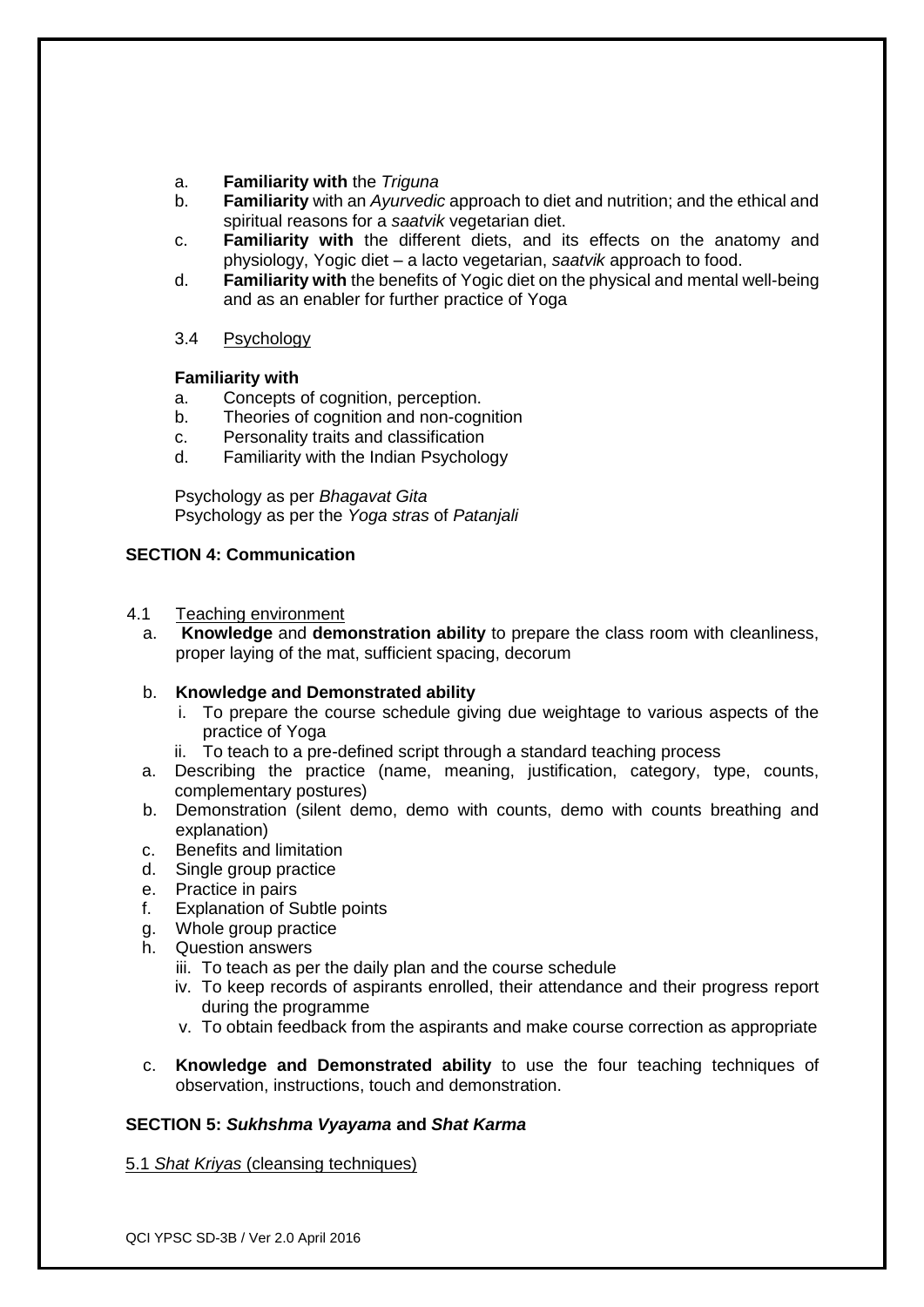a. **Familiarity with** the *Triguna*
b. **Familiarity** with an *Ayurvedic* approach to diet and nutrition; and the ethical and spiritual reasons for a *saatvik* vegetarian diet.
c. **Familiarity with** the different diets, and its effects on the anatomy and physiology, Yogic diet – a lacto vegetarian, *saatvik* approach to food.
d. **Familiarity with** the benefits of Yogic diet on the physical and mental well-being and as an enabler for further practice of Yoga

3.4 <u>Psychology</u>

**Familiarity with**

a. Concepts of cognition, perception.
b. Theories of cognition and non-cognition
c. Personality traits and classification
d. Familiarity with the Indian Psychology

Psychology as per *Bhagavat Gita*
Psychology as per the *Yoga stras* of *Patanjali*

**SECTION 4: Communication**

4.1 <u>Teaching environment</u>

a. **Knowledge** and **demonstration ability** to prepare the class room with cleanliness, proper laying of the mat, sufficient spacing, decorum

b. **Knowledge and Demonstrated ability**
   i. To prepare the course schedule giving due weightage to various aspects of the practice of Yoga
   ii. To teach to a pre-defined script through a standard teaching process
   a. Describing the practice (name, meaning, justification, category, type, counts, complementary postures)
   b. Demonstration (silent demo, demo with counts, demo with counts breathing and explanation)
   c. Benefits and limitation
   d. Single group practice
   e. Practice in pairs
   f. Explanation of Subtle points
   g. Whole group practice
   h. Question answers
   iii. To teach as per the daily plan and the course schedule
   iv. To keep records of aspirants enrolled, their attendance and their progress report during the programme
   v. To obtain feedback from the aspirants and make course correction as appropriate

c. **Knowledge and Demonstrated ability** to use the four teaching techniques of observation, instructions, touch and demonstration.

**SECTION 5: *Sukhshma Vyayama* and *Shat Karma***

<u>5.1 *Shat Kriyas* (cleansing techniques)</u>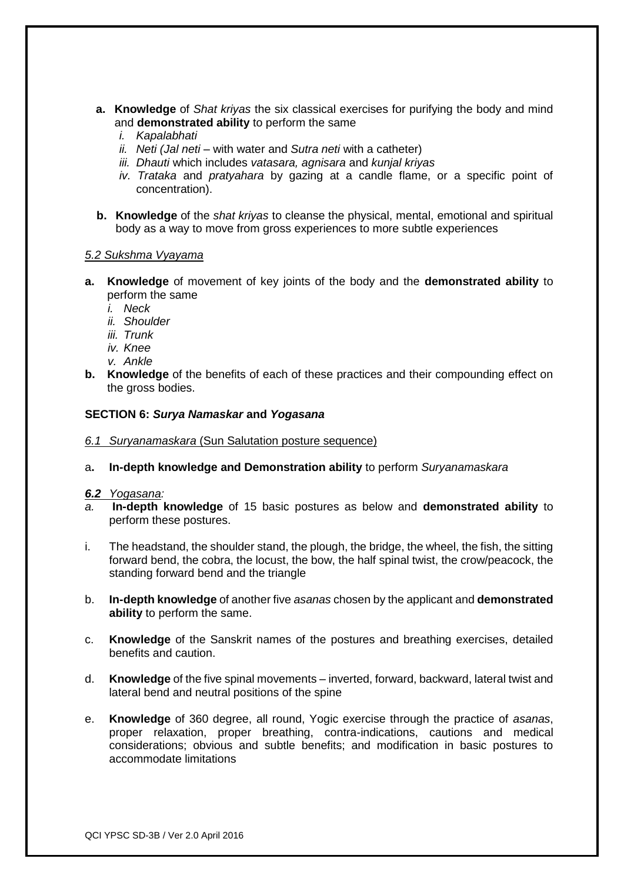a. **Knowledge** of *Shat kriyas* the six classical exercises for purifying the body and mind and **demonstrated ability** to perform the same
   - *i. Kapalabhati*
   - *ii. Neti (Jal neti* – with water and *Sutra neti* with a catheter)
   - *iii. Dhauti* which includes *vatasara, agnisara* and *kunjal kriyas*
   - *iv. Trataka* and *pratyahara* by gazing at a candle flame, or a specific point of concentration).

b. **Knowledge** of the *shat kriyas* to cleanse the physical, mental, emotional and spiritual body as a way to move from gross experiences to more subtle experiences

*5.2 Sukshma Vyayama*

a. **Knowledge** of movement of key joints of the body and the **demonstrated ability** to perform the same
   - *i. Neck*
   - *ii. Shoulder*
   - *iii. Trunk*
   - *iv. Knee*
   - *v. Ankle*

b. **Knowledge** of the benefits of each of these practices and their compounding effect on the gross bodies.

**SECTION 6: *Surya Namaskar* and *Yogasana***

*6.1 Suryanamaskara* (Sun Salutation posture sequence)

a. **In-depth knowledge and Demonstration ability** to perform *Suryanamaskara*

***6.2** Yogasana:*

*a.* **In-depth knowledge** of 15 basic postures as below and **demonstrated ability** to perform these postures.

i. The headstand, the shoulder stand, the plough, the bridge, the wheel, the fish, the sitting forward bend, the cobra, the locust, the bow, the half spinal twist, the crow/peacock, the standing forward bend and the triangle

b. **In-depth knowledge** of another five *asanas* chosen by the applicant and **demonstrated ability** to perform the same.

c. **Knowledge** of the Sanskrit names of the postures and breathing exercises, detailed benefits and caution.

d. **Knowledge** of the five spinal movements – inverted, forward, backward, lateral twist and lateral bend and neutral positions of the spine

e. **Knowledge** of 360 degree, all round, Yogic exercise through the practice of *asanas*, proper relaxation, proper breathing, contra-indications, cautions and medical considerations; obvious and subtle benefits; and modification in basic postures to accommodate limitations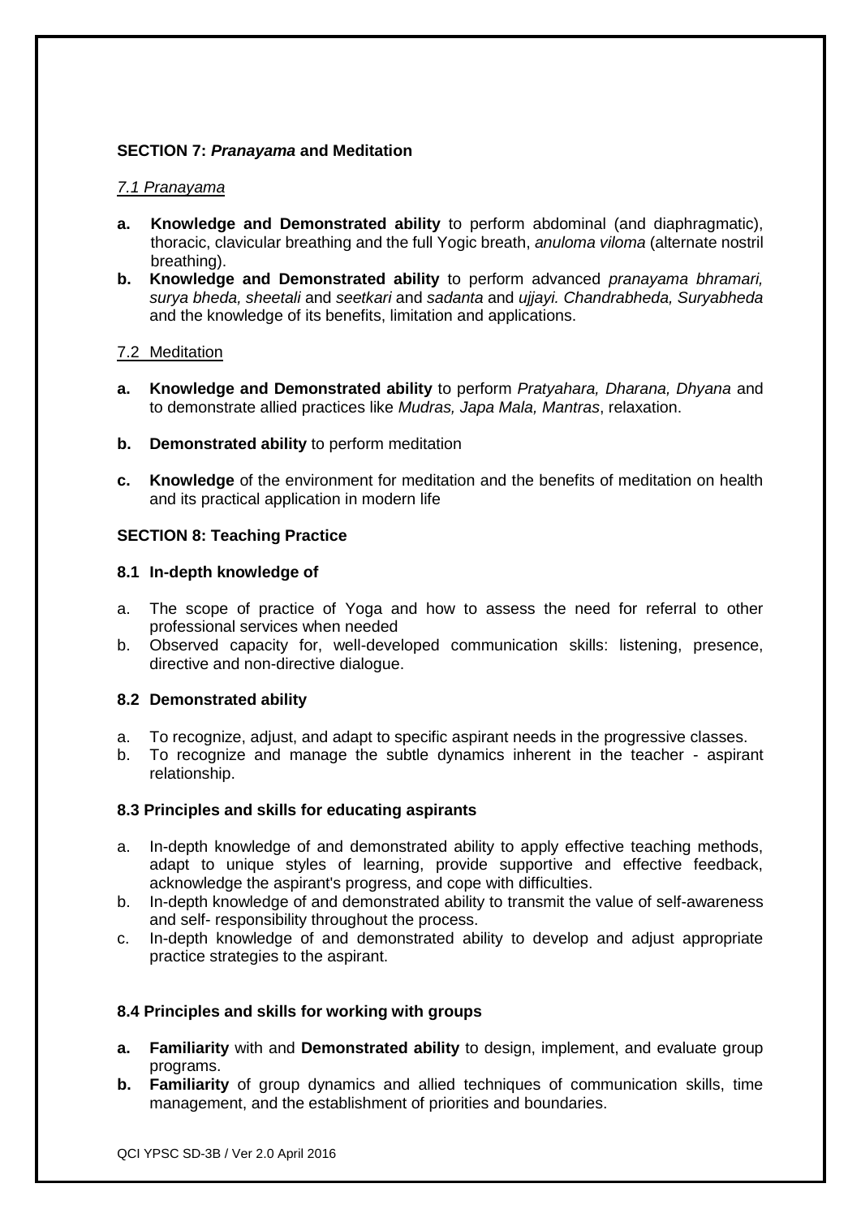## SECTION 7: *Pranayama* and Meditation

### *7.1 Pranayama*

- **a. Knowledge and Demonstrated ability** to perform abdominal (and diaphragmatic), thoracic, clavicular breathing and the full Yogic breath, *anuloma viloma* (alternate nostril breathing).
- **b. Knowledge and Demonstrated ability** to perform advanced *pranayama bhramari, surya bheda, sheetali* and *seetkari* and *sadanta* and *ujjayi. Chandrabheda, Suryabheda* and the knowledge of its benefits, limitation and applications.

### 7.2 Meditation

- **a. Knowledge and Demonstrated ability** to perform *Pratyahara, Dharana, Dhyana* and to demonstrate allied practices like *Mudras, Japa Mala, Mantras*, relaxation.
- **b. Demonstrated ability** to perform meditation
- **c. Knowledge** of the environment for meditation and the benefits of meditation on health and its practical application in modern life

## SECTION 8: Teaching Practice

### 8.1 In-depth knowledge of

a. The scope of practice of Yoga and how to assess the need for referral to other professional services when needed
b. Observed capacity for, well-developed communication skills: listening, presence, directive and non-directive dialogue.

### 8.2 Demonstrated ability

a. To recognize, adjust, and adapt to specific aspirant needs in the progressive classes.
b. To recognize and manage the subtle dynamics inherent in the teacher - aspirant relationship.

### 8.3 Principles and skills for educating aspirants

a. In-depth knowledge of and demonstrated ability to apply effective teaching methods, adapt to unique styles of learning, provide supportive and effective feedback, acknowledge the aspirant's progress, and cope with difficulties.
b. In-depth knowledge of and demonstrated ability to transmit the value of self-awareness and self- responsibility throughout the process.
c. In-depth knowledge of and demonstrated ability to develop and adjust appropriate practice strategies to the aspirant.

### 8.4 Principles and skills for working with groups

- **a. Familiarity** with and **Demonstrated ability** to design, implement, and evaluate group programs.
- **b. Familiarity** of group dynamics and allied techniques of communication skills, time management, and the establishment of priorities and boundaries.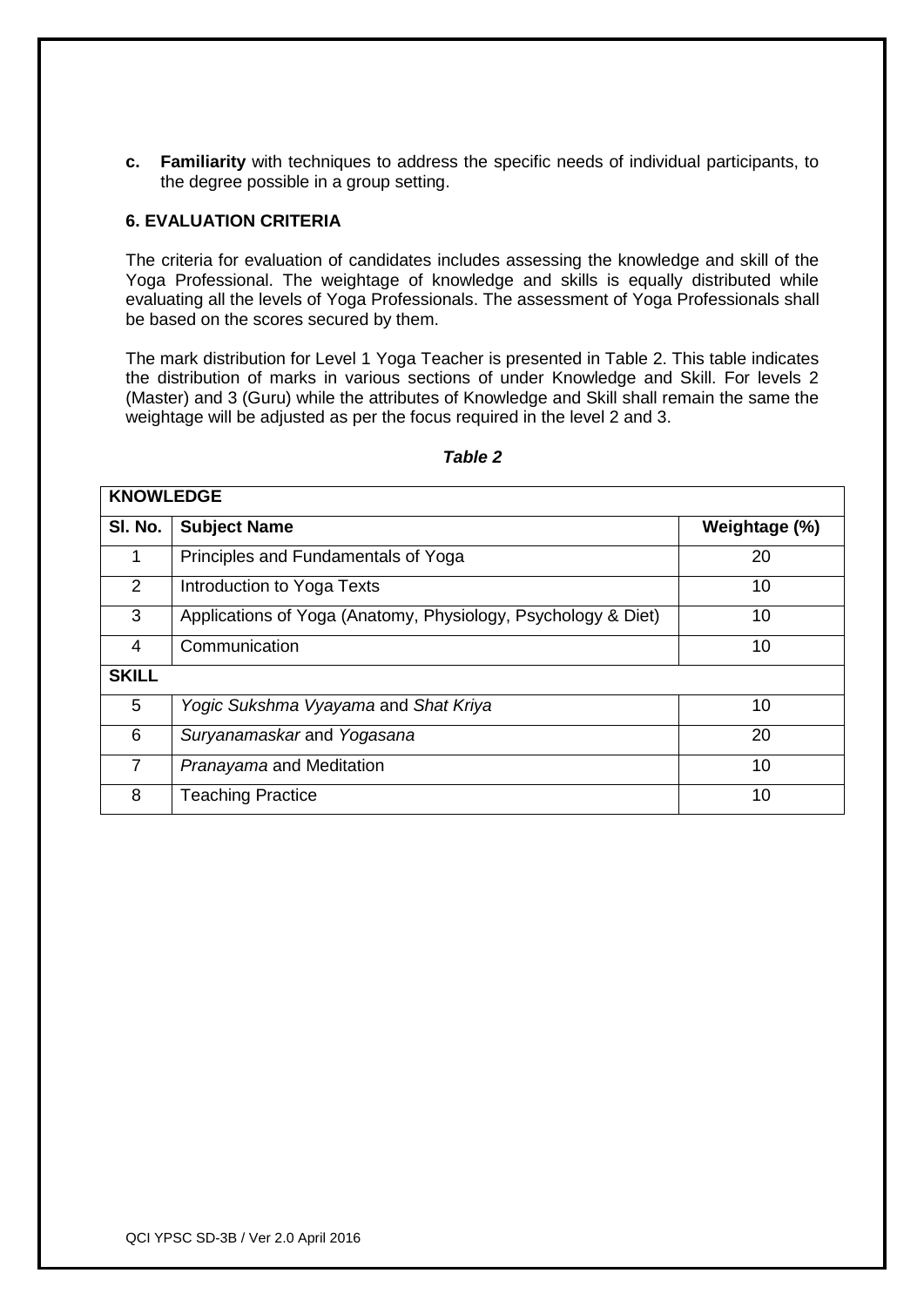**c. Familiarity** with techniques to address the specific needs of individual participants, to the degree possible in a group setting.

### 6. EVALUATION CRITERIA

The criteria for evaluation of candidates includes assessing the knowledge and skill of the Yoga Professional. The weightage of knowledge and skills is equally distributed while evaluating all the levels of Yoga Professionals. The assessment of Yoga Professionals shall be based on the scores secured by them.

The mark distribution for Level 1 Yoga Teacher is presented in Table 2. This table indicates the distribution of marks in various sections of under Knowledge and Skill. For levels 2 (Master) and 3 (Guru) while the attributes of Knowledge and Skill shall remain the same the weightage will be adjusted as per the focus required in the level 2 and 3.

***Table 2***

| **KNOWLEDGE** | | |
|---|---|---|
| **Sl. No.** | **Subject Name** | **Weightage (%)** |
| 1 | Principles and Fundamentals of Yoga | 20 |
| 2 | Introduction to Yoga Texts | 10 |
| 3 | Applications of Yoga (Anatomy, Physiology, Psychology & Diet) | 10 |
| 4 | Communication | 10 |
| **SKILL** | | |
| 5 | *Yogic Sukshma Vyayama* and *Shat Kriya* | 10 |
| 6 | *Suryanamaskar* and *Yogasana* | 20 |
| 7 | *Pranayama* and Meditation | 10 |
| 8 | Teaching Practice | 10 |